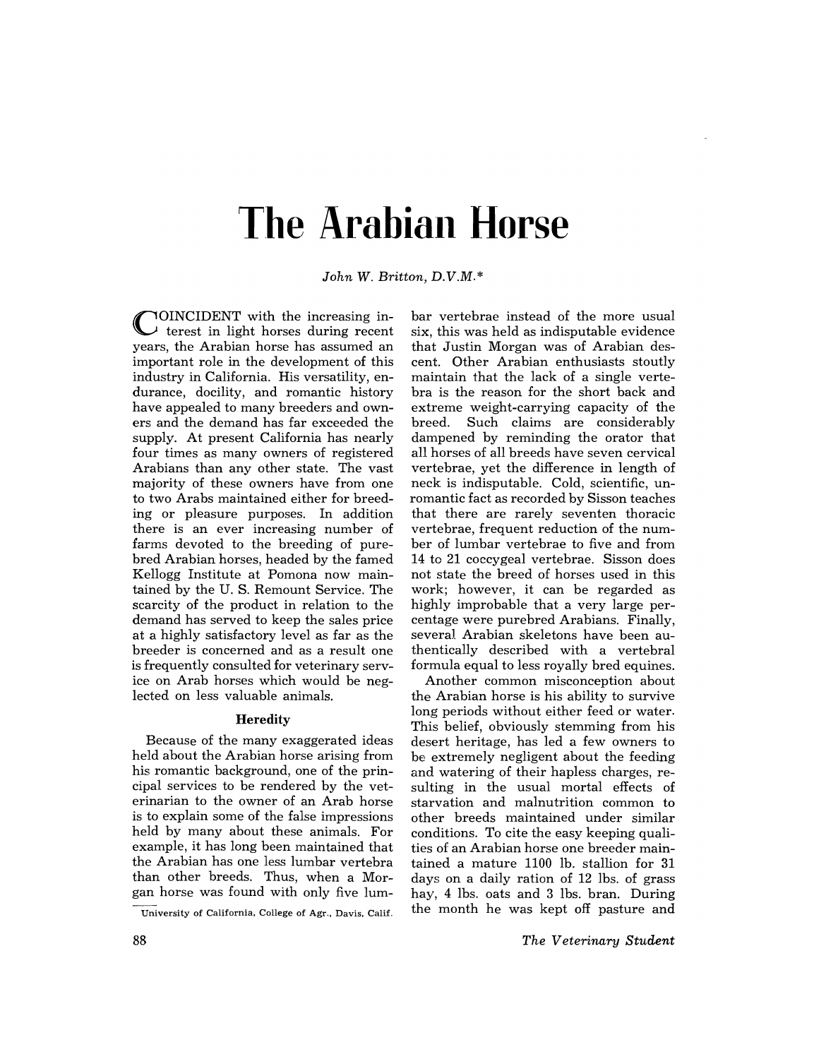# The Arabian Horse

*John W. Britton, D.V.M.**

COINCIDENT with the increasing interest in light horses during recent years, the Arabian horse has assumed an important role in the development of this industry in California. His versatility, endurance, docility, and romantic history have appealed to many breeders and owners and the demand has far exceeded the supply. At present California has nearly four times as many owners of registered Arabians than any other state. The vast majority of these owners have from one to two Arabs maintained either for breeding or pleasure purposes. In addition there is an ever increasing number of farms devoted to the breeding of purebred Arabian horses, headed by the famed Kellogg Institute at Pomona now maintained by the U. S. Remount Service. The scarcity of the product in relation to the demand has served to keep the sales price at a highly satisfactory level as far as the breeder is concerned and as a result one is frequently consulted for veterinary service on Arab horses which would be neglected on less valuable animals.

## Heredity

Because of the many exaggerated ideas held about the Arabian horse arising from his romantic background, one of the principal services to be rendered by the veterinarian to the owner of an Arab horse is to explain some of the false impressions held by many about these animals. For example, it has long been maintained that the Arabian has one less lumbar vertebra than other breeds. Thus, when a Morgan horse was found with only five lumbar vertebrae instead of the more usual six, this was held as indisputable evidence that Justin Morgan was of Arabian descent. Other Arabian enthusiasts stoutly maintain that the lack of a single vertebra is the reason for the short back and extreme weight-carrying capacity of the breed. Such claims are considerably dampened by reminding the orator that all horses of all breeds have seven cervical vertebrae, yet the difference in length of neck is indisputable. Cold, scientific, unromantic fact as recorded by Sisson teaches that there are rarely seventen thoracic vertebrae, frequent reduction of the number of lumbar vertebrae to five and from 14 to 21 coccygeal vertebrae. Sisson does not state the breed of horses used in this work; however, it can be regarded as highly improbable that a very large percentage were purebred Arabians. Finally, several Arabian skeletons have been authentically described with a vertebral formula equal to less royally bred equines.

Another common misconception about the Arabian horse is his ability to survive long periods without either feed or water. This belief, obviously stemming from his desert heritage, has led a few owners to be extremely negligent about the feeding and watering of their hapless charges, resulting in the usual mortal effects of starvation and malnutrition common to other breeds maintained under similar conditions. To cite the easy keeping qualities of an Arabian horse one breeder maintained a mature 1100 lb. stallion for 31 days on a daily ration of 12 lbs. of grass hay, 4 lbs. oats and 3 lbs. bran. During the month he was kept off pasture and

*University of California, College of Agr., Davis, Calif.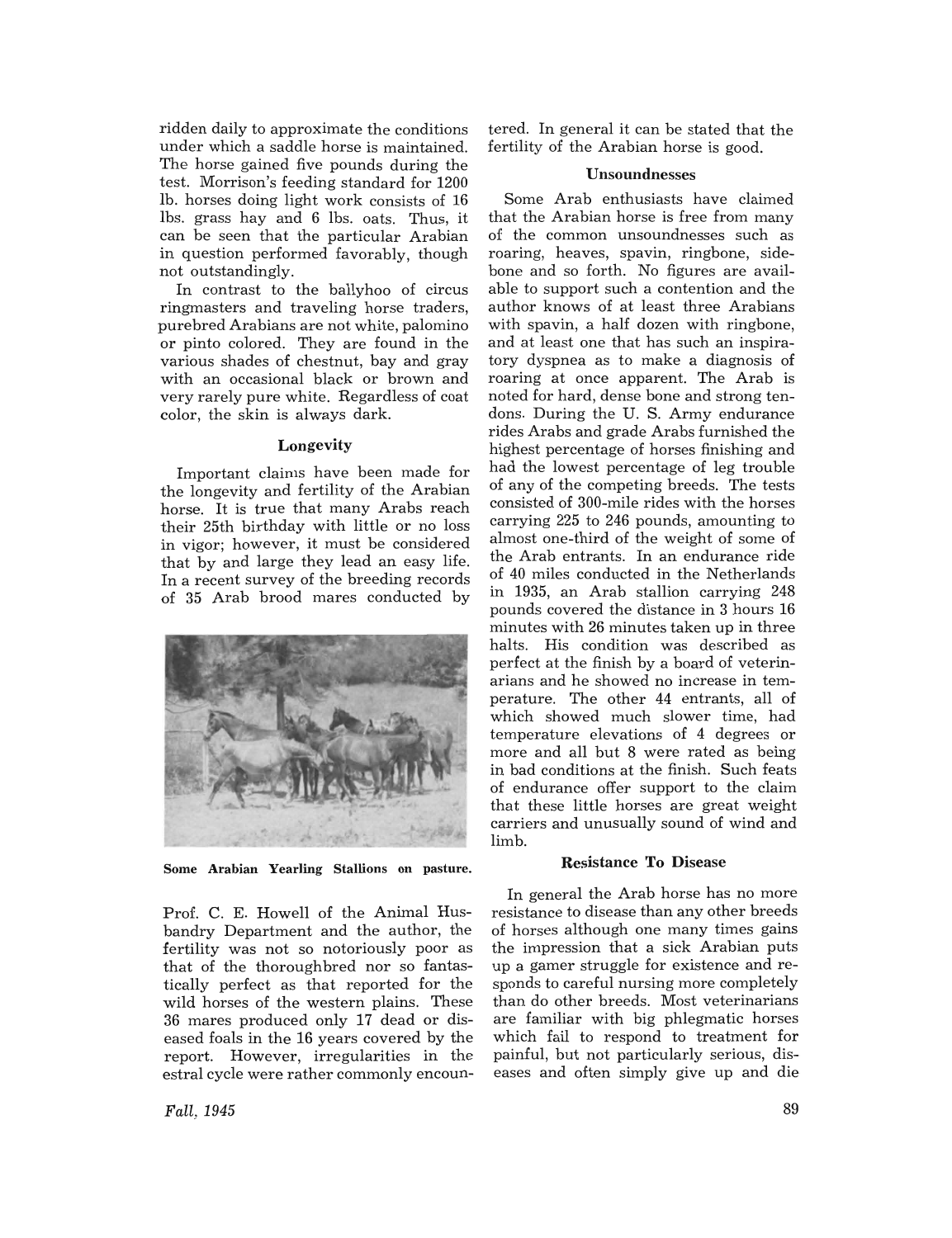ridden daily to approximate the conditions under which a saddle horse is maintained. The horse gained five pounds during the test. Morrison's feeding standard for 1200 lb. horses doing light work consists of 16 lbs. grass hay and 6 lbs. oats. Thus, it can be seen that the particular Arabian in question performed favorably, though not outstandingly.

In contrast to the ballyhoo of circus ringmasters and traveling horse traders, purebred Arabians are not white, palomino or pinto colored. They are found in the various shades of chestnut, bay and gray with an occasional black or brown and very rarely pure white. Regardless of coat color, the skin is always dark.

### Longevity

Important claims have been made for the longevity and fertility of the Arabian horse. It is true that many Arabs reach their 25th birthday with little or no loss in vigor; however, it must be considered that by and large they lead an easy life. In a recent survey of the breeding records of 35 Arab brood mares conducted by Prof. C. E. Howell of the Animal Husbandry Department and the author, the fertility was not so notoriously poor as that of the thoroughbred nor so fantastically perfect as that reported for the wild horses of the western plains. These 36 mares produced only 17 dead or diseased foals in the 16 years covered by the report. However, irregularities in the estral cycle were rather commonly encountered. In general it can be stated that the fertility of the Arabian horse is good.

**Some Arabian Yearling Stallions on pasture.**

### Unsoundnesses

Some Arab enthusiasts have claimed that the Arabian horse is free from many of the common unsoundnesses such as roaring, heaves, spavin, ringbone, sidebone and so forth. No figures are available to support such a contention and the author knows of at least three Arabians with spavin, a half dozen with ringbone, and at least one that has such an inspiratory dyspnea as to make a diagnosis of roaring at once apparent. The Arab is noted for hard, dense bone and strong tendons. During the U. S. Army endurance rides Arabs and grade Arabs furnished the highest percentage of horses finishing and had the lowest percentage of leg trouble of any of the competing breeds. The tests consisted of 300-mile rides with the horses carrying 225 to 246 pounds, amounting to almost one-third of the weight of some of the Arab entrants. In an endurance ride of 40 miles conducted in the Netherlands in 1935, an Arab stallion carrying 248 pounds covered the distance in 3 hours 16 minutes with 26 minutes taken up in three halts. His condition was described as perfect at the finish by a board of veterinarians and he showed no increase in temperature. The other 44 entrants, all of which showed much slower time, had temperature elevations of 4 degrees or more and all but 8 were rated as being in bad conditions at the finish. Such feats of endurance offer support to the claim that these little horses are great weight carriers and unusually sound of wind and limb.

### Resistance To Disease

In general the Arab horse has no more resistance to disease than any other breeds of horses although one many times gains the impression that a sick Arabian puts up a gamer struggle for existence and responds to careful nursing more completely than do other breeds. Most veterinarians are familiar with big phlegmatic horses which fail to respond to treatment for painful, but not particularly serious, diseases and often simply give up and die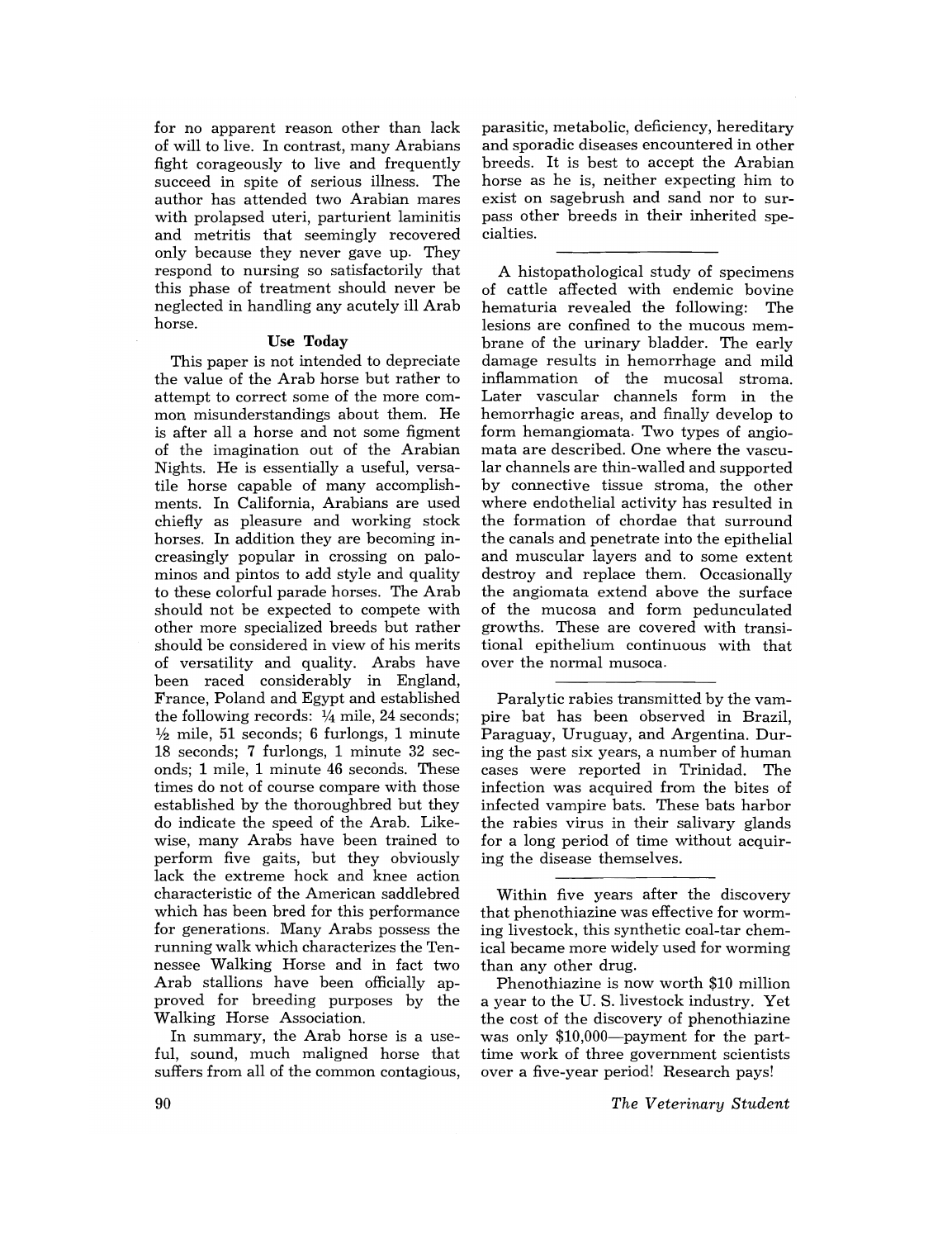for no apparent reason other than lack of will to live. In contrast, many Arabians fight corageously to live and frequently succeed in spite of serious illness. The author has attended two Arabian mares with prolapsed uteri, parturient laminitis and metritis that seemingly recovered only because they never gave up. They respond to nursing so satisfactorily that this phase of treatment should never be neglected in handling any acutely ill Arab horse.

### Use Today

This paper is not intended to depreciate the value of the Arab horse but rather to attempt to correct some of the more common misunderstandings about them. He is after all a horse and not some figment of the imagination out of the Arabian Nights. He is essentially a useful, versatile horse capable of many accomplishments. In California, Arabians are used chiefly as pleasure and working stock horses. In addition they are becoming increasingly popular in crossing on palominos and pintos to add style and quality to these colorful parade horses. The Arab should not be expected to compete with other more specialized breeds but rather should be considered in view of his merits of versatility and quality. Arabs have been raced considerably in England, France, Poland and Egypt and established the following records: ¼ mile, 24 seconds; ½ mile, 51 seconds; 6 furlongs, 1 minute 18 seconds; 7 furlongs, 1 minute 32 seconds; 1 mile, 1 minute 46 seconds. These times do not of course compare with those established by the thoroughbred but they do indicate the speed of the Arab. Likewise, many Arabs have been trained to perform five gaits, but they obviously lack the extreme hock and knee action characteristic of the American saddlebred which has been bred for this performance for generations. Many Arabs possess the running walk which characterizes the Tennessee Walking Horse and in fact two Arab stallions have been officially approved for breeding purposes by the Walking Horse Association.

In summary, the Arab horse is a useful, sound, much maligned horse that suffers from all of the common contagious, parasitic, metabolic, deficiency, hereditary and sporadic diseases encountered in other breeds. It is best to accept the Arabian horse as he is, neither expecting him to exist on sagebrush and sand nor to surpass other breeds in their inherited specialties.

---

A histopathological study of specimens of cattle affected with endemic bovine hematuria revealed the following: The lesions are confined to the mucous membrane of the urinary bladder. The early damage results in hemorrhage and mild inflammation of the mucosal stroma. Later vascular channels form in the hemorrhagic areas, and finally develop to form hemangiomata. Two types of angiomata are described. One where the vascular channels are thin-walled and supported by connective tissue stroma, the other where endothelial activity has resulted in the formation of chordae that surround the canals and penetrate into the epithelial and muscular layers and to some extent destroy and replace them. Occasionally the angiomata extend above the surface of the mucosa and form pedunculated growths. These are covered with transitional epithelium continuous with that over the normal musoca.

---

Paralytic rabies transmitted by the vampire bat has been observed in Brazil, Paraguay, Uruguay, and Argentina. During the past six years, a number of human cases were reported in Trinidad. The infection was acquired from the bites of infected vampire bats. These bats harbor the rabies virus in their salivary glands for a long period of time without acquiring the disease themselves.

---

Within five years after the discovery that phenothiazine was effective for worming livestock, this synthetic coal-tar chemical became more widely used for worming than any other drug.

Phenothiazine is now worth $10 million a year to the U. S. livestock industry. Yet the cost of the discovery of phenothiazine was only $10,000—payment for the part-time work of three government scientists over a five-year period! Research pays!